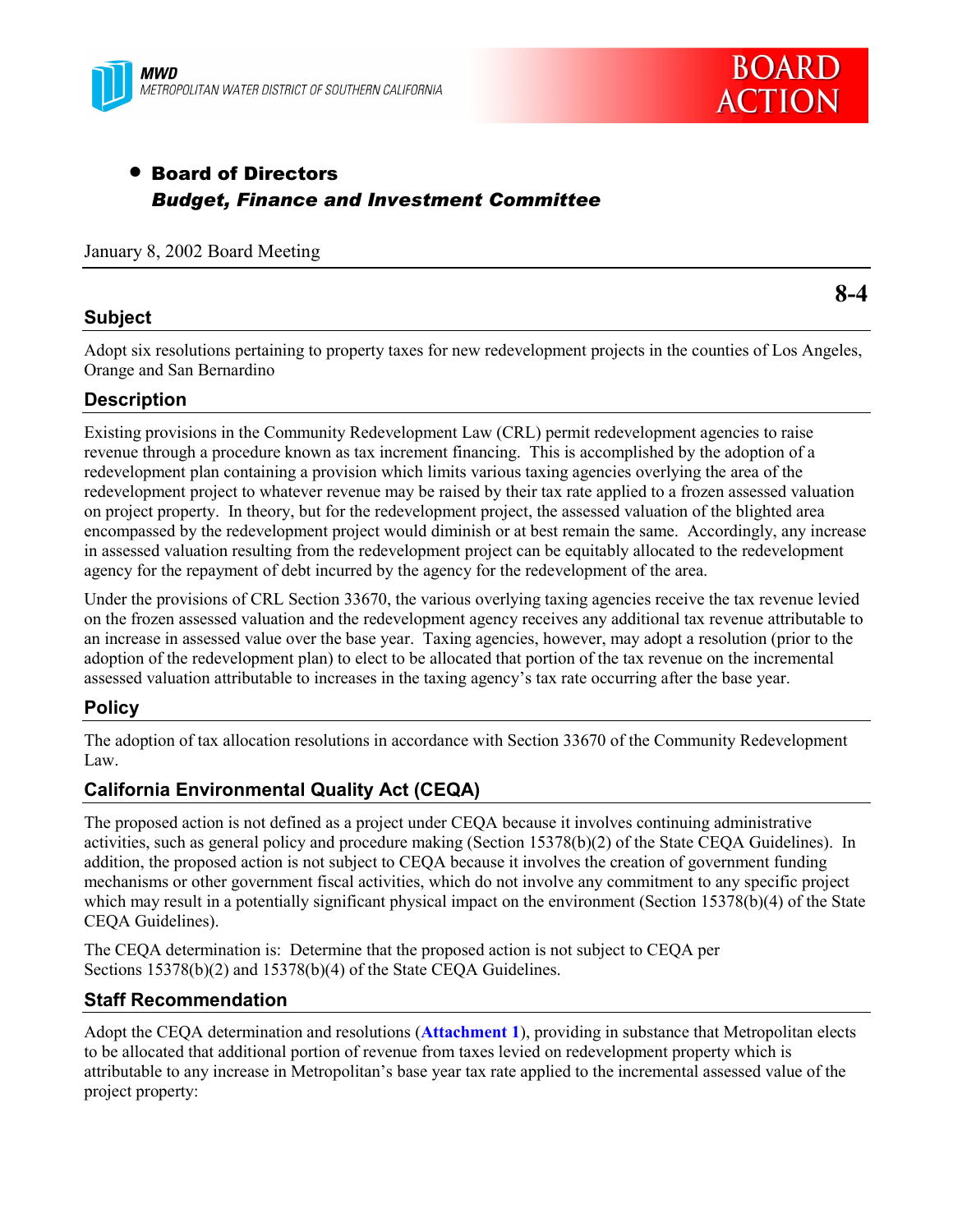MWD
METROPOLITAN WATER DISTRICT OF SOUTHERN CALIFORNIA

BOARD ACTION

- **Board of Directors**
  ***Budget, Finance and Investment Committee***

January 8, 2002 Board Meeting

**8-4**

## Subject

Adopt six resolutions pertaining to property taxes for new redevelopment projects in the counties of Los Angeles, Orange and San Bernardino

## Description

Existing provisions in the Community Redevelopment Law (CRL) permit redevelopment agencies to raise revenue through a procedure known as tax increment financing. This is accomplished by the adoption of a redevelopment plan containing a provision which limits various taxing agencies overlying the area of the redevelopment project to whatever revenue may be raised by their tax rate applied to a frozen assessed valuation on project property. In theory, but for the redevelopment project, the assessed valuation of the blighted area encompassed by the redevelopment project would diminish or at best remain the same. Accordingly, any increase in assessed valuation resulting from the redevelopment project can be equitably allocated to the redevelopment agency for the repayment of debt incurred by the agency for the redevelopment of the area.

Under the provisions of CRL Section 33670, the various overlying taxing agencies receive the tax revenue levied on the frozen assessed valuation and the redevelopment agency receives any additional tax revenue attributable to an increase in assessed value over the base year. Taxing agencies, however, may adopt a resolution (prior to the adoption of the redevelopment plan) to elect to be allocated that portion of the tax revenue on the incremental assessed valuation attributable to increases in the taxing agency's tax rate occurring after the base year.

## Policy

The adoption of tax allocation resolutions in accordance with Section 33670 of the Community Redevelopment Law.

## California Environmental Quality Act (CEQA)

The proposed action is not defined as a project under CEQA because it involves continuing administrative activities, such as general policy and procedure making (Section 15378(b)(2) of the State CEQA Guidelines). In addition, the proposed action is not subject to CEQA because it involves the creation of government funding mechanisms or other government fiscal activities, which do not involve any commitment to any specific project which may result in a potentially significant physical impact on the environment (Section 15378(b)(4) of the State CEQA Guidelines).

The CEQA determination is: Determine that the proposed action is not subject to CEQA per Sections 15378(b)(2) and 15378(b)(4) of the State CEQA Guidelines.

## Staff Recommendation

Adopt the CEQA determination and resolutions (**Attachment 1**), providing in substance that Metropolitan elects to be allocated that additional portion of revenue from taxes levied on redevelopment property which is attributable to any increase in Metropolitan's base year tax rate applied to the incremental assessed value of the project property: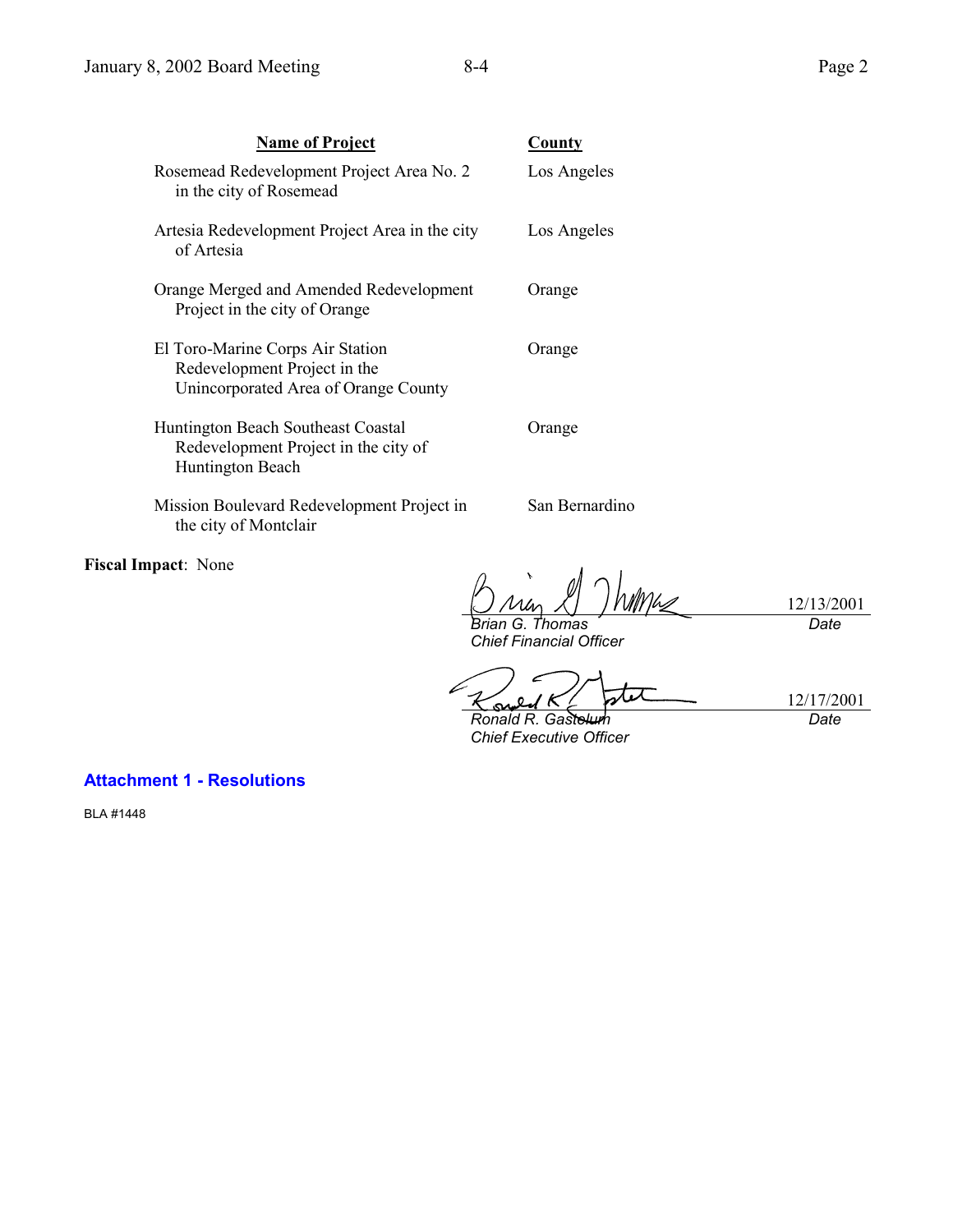| Name of Project | County |
|---|---|
| Rosemead Redevelopment Project Area No. 2 in the city of Rosemead | Los Angeles |
| Artesia Redevelopment Project Area in the city of Artesia | Los Angeles |
| Orange Merged and Amended Redevelopment Project in the city of Orange | Orange |
| El Toro-Marine Corps Air Station Redevelopment Project in the Unincorporated Area of Orange County | Orange |
| Huntington Beach Southeast Coastal Redevelopment Project in the city of Huntington Beach | Orange |
| Mission Boulevard Redevelopment Project in the city of Montclair | San Bernardino |

**Fiscal Impact**: None

*Brian G. Thomas*
*Chief Financial Officer*
12/13/2001
*Date*

*Ronald R. Gastelum*
*Chief Executive Officer*
12/17/2001
*Date*

**Attachment 1 - Resolutions**

BLA #1448